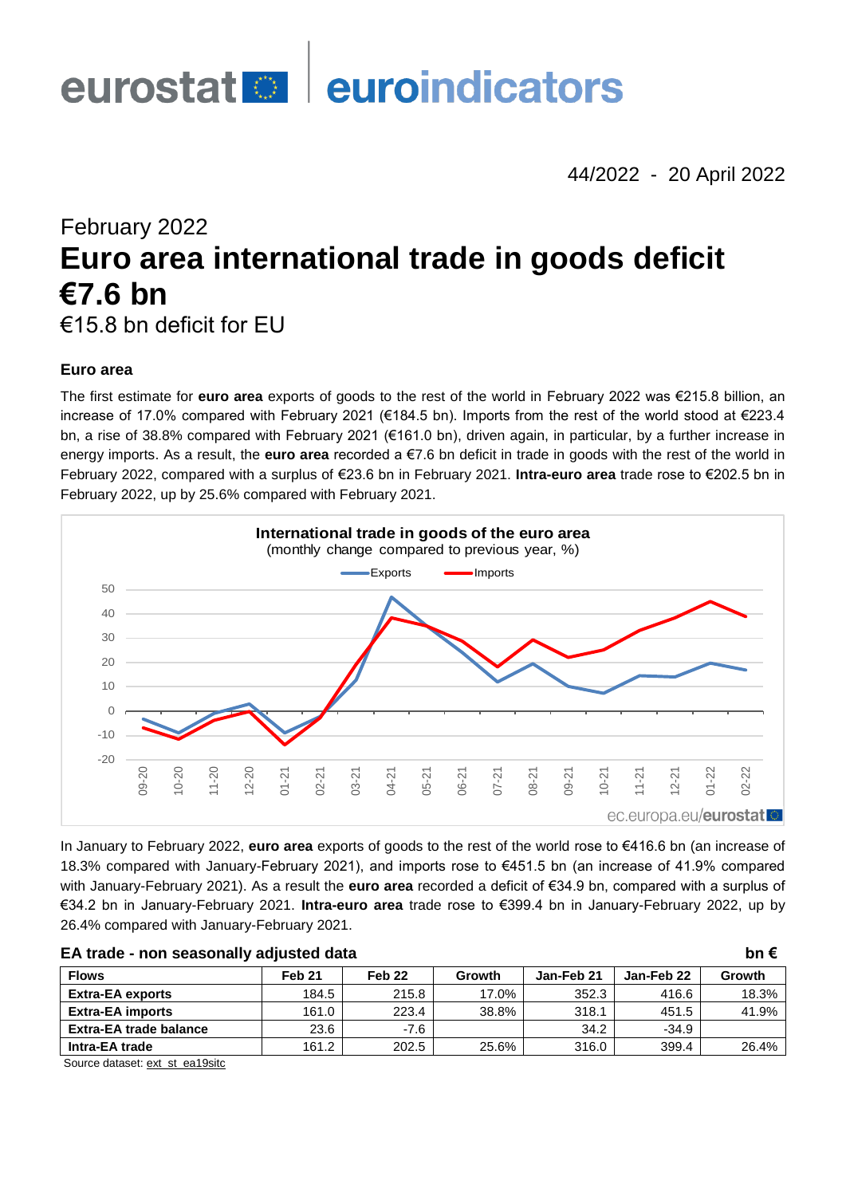eurostat euroindicators

44/2022 - 20 April 2022

February 2022

# Euro area international trade in goods deficit €7.6 bn

€15.8 bn deficit for EU

### Euro area

The first estimate for **euro area** exports of goods to the rest of the world in February 2022 was €215.8 billion, an increase of 17.0% compared with February 2021 (€184.5 bn). Imports from the rest of the world stood at €223.4 bn, a rise of 38.8% compared with February 2021 (€161.0 bn), driven again, in particular, by a further increase in energy imports. As a result, the **euro area** recorded a €7.6 bn deficit in trade in goods with the rest of the world in February 2022, compared with a surplus of €23.6 bn in February 2021. **Intra-euro area** trade rose to €202.5 bn in February 2022, up by 25.6% compared with February 2021.

**International trade in goods of the euro area**
(monthly change compared to previous year, %)

In January to February 2022, **euro area** exports of goods to the rest of the world rose to €416.6 bn (an increase of 18.3% compared with January-February 2021), and imports rose to €451.5 bn (an increase of 41.9% compared with January-February 2021). As a result the **euro area** recorded a deficit of €34.9 bn, compared with a surplus of €34.2 bn in January-February 2021. **Intra-euro area** trade rose to €399.4 bn in January-February 2022, up by 26.4% compared with January-February 2021.

**EA trade - non seasonally adjusted data** **bn €**

| Flows | Feb 21 | Feb 22 | Growth | Jan-Feb 21 | Jan-Feb 22 | Growth |
|---|---|---|---|---|---|---|
| **Extra-EA exports** | 184.5 | 215.8 | 17.0% | 352.3 | 416.6 | 18.3% |
| **Extra-EA imports** | 161.0 | 223.4 | 38.8% | 318.1 | 451.5 | 41.9% |
| **Extra-EA trade balance** | 23.6 | -7.6 | | 34.2 | -34.9 | |
| **Intra-EA trade** | 161.2 | 202.5 | 25.6% | 316.0 | 399.4 | 26.4% |

Source dataset: ext_st_ea19sitc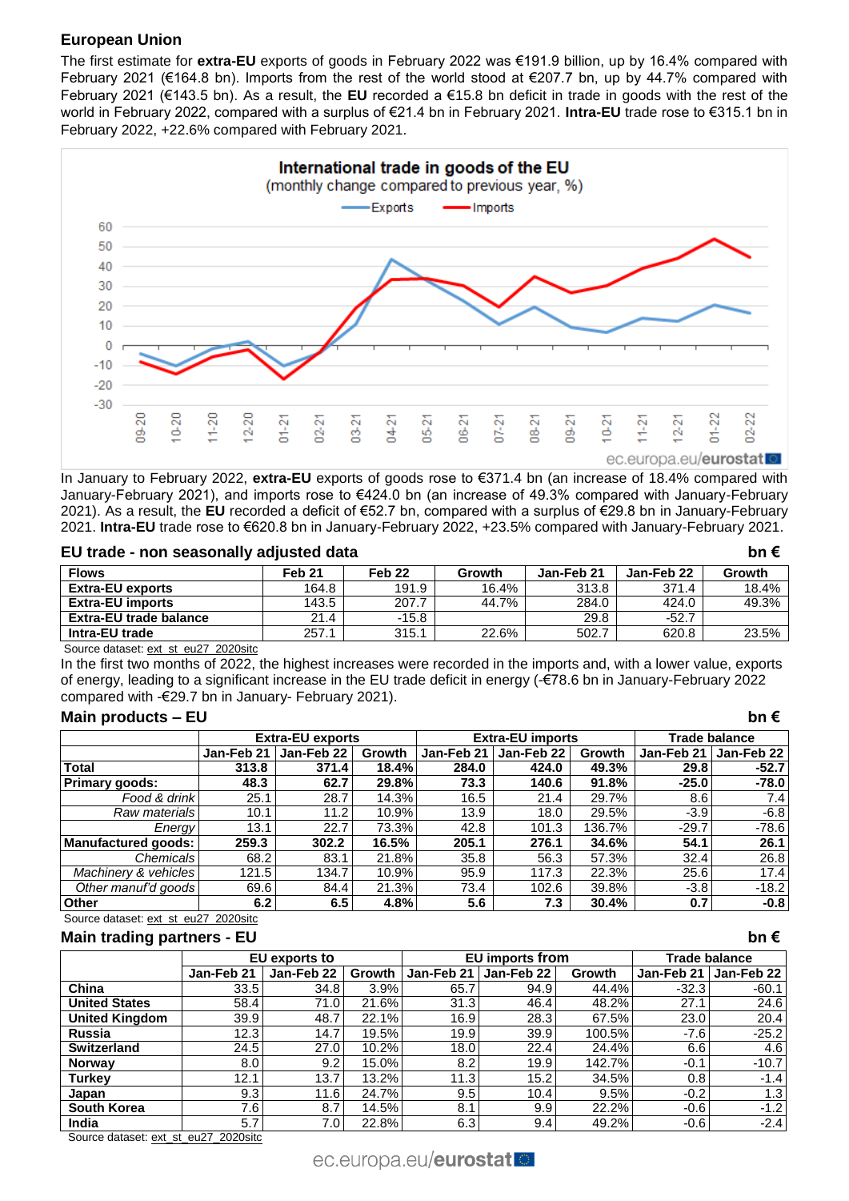## European Union

The first estimate for **extra-EU** exports of goods in February 2022 was €191.9 billion, up by 16.4% compared with February 2021 (€164.8 bn). Imports from the rest of the world stood at €207.7 bn, up by 44.7% compared with February 2021 (€143.5 bn). As a result, the **EU** recorded a €15.8 bn deficit in trade in goods with the rest of the world in February 2022, compared with a surplus of €21.4 bn in February 2021. **Intra-EU** trade rose to €315.1 bn in February 2022, +22.6% compared with February 2021.

In January to February 2022, **extra-EU** exports of goods rose to €371.4 bn (an increase of 18.4% compared with January-February 2021), and imports rose to €424.0 bn (an increase of 49.3% compared with January-February 2021). As a result, the **EU** recorded a deficit of €52.7 bn, compared with a surplus of €29.8 bn in January-February 2021. **Intra-EU** trade rose to €620.8 bn in January-February 2022, +23.5% compared with January-February 2021.

### EU trade - non seasonally adjusted data (bn €)

| Flows | Feb 21 | Feb 22 | Growth | Jan-Feb 21 | Jan-Feb 22 | Growth |
|---|---|---|---|---|---|---|
| **Extra-EU exports** | 164.8 | 191.9 | 16.4% | 313.8 | 371.4 | 18.4% |
| **Extra-EU imports** | 143.5 | 207.7 | 44.7% | 284.0 | 424.0 | 49.3% |
| **Extra-EU trade balance** | 21.4 | -15.8 | | 29.8 | -52.7 | |
| **Intra-EU trade** | 257.1 | 315.1 | 22.6% | 502.7 | 620.8 | 23.5% |

Source dataset: ext_st_eu27_2020sitc

In the first two months of 2022, the highest increases were recorded in the imports and, with a lower value, exports of energy, leading to a significant increase in the EU trade deficit in energy (-€78.6 bn in January-February 2022 compared with -€29.7 bn in January- February 2021).

### Main products – EU (bn €)

| | Extra-EU exports | | | Extra-EU imports | | | Trade balance | |
|---|---|---|---|---|---|---|---|---|
| | Jan-Feb 21 | Jan-Feb 22 | Growth | Jan-Feb 21 | Jan-Feb 22 | Growth | Jan-Feb 21 | Jan-Feb 22 |
| **Total** | **313.8** | **371.4** | **18.4%** | **284.0** | **424.0** | **49.3%** | **29.8** | **-52.7** |
| **Primary goods:** | **48.3** | **62.7** | **29.8%** | **73.3** | **140.6** | **91.8%** | **-25.0** | **-78.0** |
| *Food & drink* | 25.1 | 28.7 | 14.3% | 16.5 | 21.4 | 29.7% | 8.6 | 7.4 |
| *Raw materials* | 10.1 | 11.2 | 10.9% | 13.9 | 18.0 | 29.5% | -3.9 | -6.8 |
| *Energy* | 13.1 | 22.7 | 73.3% | 42.8 | 101.3 | 136.7% | -29.7 | -78.6 |
| **Manufactured goods:** | **259.3** | **302.2** | **16.5%** | **205.1** | **276.1** | **34.6%** | **54.1** | **26.1** |
| *Chemicals* | 68.2 | 83.1 | 21.8% | 35.8 | 56.3 | 57.3% | 32.4 | 26.8 |
| *Machinery & vehicles* | 121.5 | 134.7 | 10.9% | 95.9 | 117.3 | 22.3% | 25.6 | 17.4 |
| *Other manuf'd goods* | 69.6 | 84.4 | 21.3% | 73.4 | 102.6 | 39.8% | -3.8 | -18.2 |
| **Other** | **6.2** | **6.5** | **4.8%** | **5.6** | **7.3** | **30.4%** | **0.7** | **-0.8** |

Source dataset: ext_st_eu27_2020sitc

### Main trading partners - EU (bn €)

| | EU exports to | | | EU imports from | | | Trade balance | |
|---|---|---|---|---|---|---|---|---|
| | Jan-Feb 21 | Jan-Feb 22 | Growth | Jan-Feb 21 | Jan-Feb 22 | Growth | Jan-Feb 21 | Jan-Feb 22 |
| **China** | 33.5 | 34.8 | 3.9% | 65.7 | 94.9 | 44.4% | -32.3 | -60.1 |
| **United States** | 58.4 | 71.0 | 21.6% | 31.3 | 46.4 | 48.2% | 27.1 | 24.6 |
| **United Kingdom** | 39.9 | 48.7 | 22.1% | 16.9 | 28.3 | 67.5% | 23.0 | 20.4 |
| **Russia** | 12.3 | 14.7 | 19.5% | 19.9 | 39.9 | 100.5% | -7.6 | -25.2 |
| **Switzerland** | 24.5 | 27.0 | 10.2% | 18.0 | 22.4 | 24.4% | 6.6 | 4.6 |
| **Norway** | 8.0 | 9.2 | 15.0% | 8.2 | 19.9 | 142.7% | -0.1 | -10.7 |
| **Turkey** | 12.1 | 13.7 | 13.2% | 11.3 | 15.2 | 34.5% | 0.8 | -1.4 |
| **Japan** | 9.3 | 11.6 | 24.7% | 9.5 | 10.4 | 9.5% | -0.2 | 1.3 |
| **South Korea** | 7.6 | 8.7 | 14.5% | 8.1 | 9.9 | 22.2% | -0.6 | -1.2 |
| **India** | 5.7 | 7.0 | 22.8% | 6.3 | 9.4 | 49.2% | -0.6 | -2.4 |

Source dataset: ext_st_eu27_2020sitc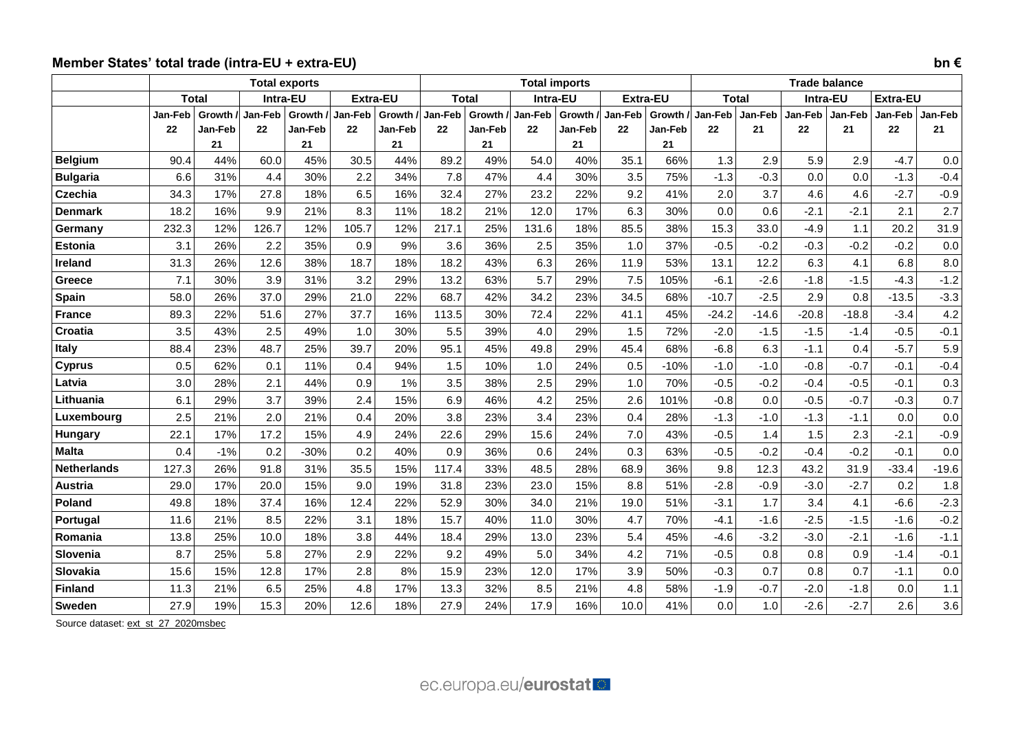## Member States' total trade (intra-EU + extra-EU)

bn €

| | Total exports | | | | | | Total imports | | | | | | Trade balance | | | | | |
|---|---|---|---|---|---|---|---|---|---|---|---|---|---|---|---|---|---|---|
| | Total | | Intra-EU | | Extra-EU | | Total | | Intra-EU | | Extra-EU | | Total | | Intra-EU | | Extra-EU | |
| | Jan-Feb 22 | Growth / Jan-Feb 21 | Jan-Feb 22 | Growth / Jan-Feb 21 | Jan-Feb 22 | Growth / Jan-Feb 21 | Jan-Feb 22 | Growth / Jan-Feb 21 | Jan-Feb 22 | Growth / Jan-Feb 21 | Jan-Feb 22 | Growth / Jan-Feb 21 | Jan-Feb 22 | Jan-Feb 21 | Jan-Feb 22 | Jan-Feb 21 | Jan-Feb 22 | Jan-Feb 21 |
| **Belgium** | 90.4 | 44% | 60.0 | 45% | 30.5 | 44% | 89.2 | 49% | 54.0 | 40% | 35.1 | 66% | 1.3 | 2.9 | 5.9 | 2.9 | -4.7 | 0.0 |
| **Bulgaria** | 6.6 | 31% | 4.4 | 30% | 2.2 | 34% | 7.8 | 47% | 4.4 | 30% | 3.5 | 75% | -1.3 | -0.3 | 0.0 | 0.0 | -1.3 | -0.4 |
| **Czechia** | 34.3 | 17% | 27.8 | 18% | 6.5 | 16% | 32.4 | 27% | 23.2 | 22% | 9.2 | 41% | 2.0 | 3.7 | 4.6 | 4.6 | -2.7 | -0.9 |
| **Denmark** | 18.2 | 16% | 9.9 | 21% | 8.3 | 11% | 18.2 | 21% | 12.0 | 17% | 6.3 | 30% | 0.0 | 0.6 | -2.1 | -2.1 | 2.1 | 2.7 |
| **Germany** | 232.3 | 12% | 126.7 | 12% | 105.7 | 12% | 217.1 | 25% | 131.6 | 18% | 85.5 | 38% | 15.3 | 33.0 | -4.9 | 1.1 | 20.2 | 31.9 |
| **Estonia** | 3.1 | 26% | 2.2 | 35% | 0.9 | 9% | 3.6 | 36% | 2.5 | 35% | 1.0 | 37% | -0.5 | -0.2 | -0.3 | -0.2 | -0.2 | 0.0 |
| **Ireland** | 31.3 | 26% | 12.6 | 38% | 18.7 | 18% | 18.2 | 43% | 6.3 | 26% | 11.9 | 53% | 13.1 | 12.2 | 6.3 | 4.1 | 6.8 | 8.0 |
| **Greece** | 7.1 | 30% | 3.9 | 31% | 3.2 | 29% | 13.2 | 63% | 5.7 | 29% | 7.5 | 105% | -6.1 | -2.6 | -1.8 | -1.5 | -4.3 | -1.2 |
| **Spain** | 58.0 | 26% | 37.0 | 29% | 21.0 | 22% | 68.7 | 42% | 34.2 | 23% | 34.5 | 68% | -10.7 | -2.5 | 2.9 | 0.8 | -13.5 | -3.3 |
| **France** | 89.3 | 22% | 51.6 | 27% | 37.7 | 16% | 113.5 | 30% | 72.4 | 22% | 41.1 | 45% | -24.2 | -14.6 | -20.8 | -18.8 | -3.4 | 4.2 |
| **Croatia** | 3.5 | 43% | 2.5 | 49% | 1.0 | 30% | 5.5 | 39% | 4.0 | 29% | 1.5 | 72% | -2.0 | -1.5 | -1.5 | -1.4 | -0.5 | -0.1 |
| **Italy** | 88.4 | 23% | 48.7 | 25% | 39.7 | 20% | 95.1 | 45% | 49.8 | 29% | 45.4 | 68% | -6.8 | 6.3 | -1.1 | 0.4 | -5.7 | 5.9 |
| **Cyprus** | 0.5 | 62% | 0.1 | 11% | 0.4 | 94% | 1.5 | 10% | 1.0 | 24% | 0.5 | -10% | -1.0 | -1.0 | -0.8 | -0.7 | -0.1 | -0.4 |
| **Latvia** | 3.0 | 28% | 2.1 | 44% | 0.9 | 1% | 3.5 | 38% | 2.5 | 29% | 1.0 | 70% | -0.5 | -0.2 | -0.4 | -0.5 | -0.1 | 0.3 |
| **Lithuania** | 6.1 | 29% | 3.7 | 39% | 2.4 | 15% | 6.9 | 46% | 4.2 | 25% | 2.6 | 101% | -0.8 | 0.0 | -0.5 | -0.7 | -0.3 | 0.7 |
| **Luxembourg** | 2.5 | 21% | 2.0 | 21% | 0.4 | 20% | 3.8 | 23% | 3.4 | 23% | 0.4 | 28% | -1.3 | -1.0 | -1.3 | -1.1 | 0.0 | 0.0 |
| **Hungary** | 22.1 | 17% | 17.2 | 15% | 4.9 | 24% | 22.6 | 29% | 15.6 | 24% | 7.0 | 43% | -0.5 | 1.4 | 1.5 | 2.3 | -2.1 | -0.9 |
| **Malta** | 0.4 | -1% | 0.2 | -30% | 0.2 | 40% | 0.9 | 36% | 0.6 | 24% | 0.3 | 63% | -0.5 | -0.2 | -0.4 | -0.2 | -0.1 | 0.0 |
| **Netherlands** | 127.3 | 26% | 91.8 | 31% | 35.5 | 15% | 117.4 | 33% | 48.5 | 28% | 68.9 | 36% | 9.8 | 12.3 | 43.2 | 31.9 | -33.4 | -19.6 |
| **Austria** | 29.0 | 17% | 20.0 | 15% | 9.0 | 19% | 31.8 | 23% | 23.0 | 15% | 8.8 | 51% | -2.8 | -0.9 | -3.0 | -2.7 | 0.2 | 1.8 |
| **Poland** | 49.8 | 18% | 37.4 | 16% | 12.4 | 22% | 52.9 | 30% | 34.0 | 21% | 19.0 | 51% | -3.1 | 1.7 | 3.4 | 4.1 | -6.6 | -2.3 |
| **Portugal** | 11.6 | 21% | 8.5 | 22% | 3.1 | 18% | 15.7 | 40% | 11.0 | 30% | 4.7 | 70% | -4.1 | -1.6 | -2.5 | -1.5 | -1.6 | -0.2 |
| **Romania** | 13.8 | 25% | 10.0 | 18% | 3.8 | 44% | 18.4 | 29% | 13.0 | 23% | 5.4 | 45% | -4.6 | -3.2 | -3.0 | -2.1 | -1.6 | -1.1 |
| **Slovenia** | 8.7 | 25% | 5.8 | 27% | 2.9 | 22% | 9.2 | 49% | 5.0 | 34% | 4.2 | 71% | -0.5 | 0.8 | 0.8 | 0.9 | -1.4 | -0.1 |
| **Slovakia** | 15.6 | 15% | 12.8 | 17% | 2.8 | 8% | 15.9 | 23% | 12.0 | 17% | 3.9 | 50% | -0.3 | 0.7 | 0.8 | 0.7 | -1.1 | 0.0 |
| **Finland** | 11.3 | 21% | 6.5 | 25% | 4.8 | 17% | 13.3 | 32% | 8.5 | 21% | 4.8 | 58% | -1.9 | -0.7 | -2.0 | -1.8 | 0.0 | 1.1 |
| **Sweden** | 27.9 | 19% | 15.3 | 20% | 12.6 | 18% | 27.9 | 24% | 17.9 | 16% | 10.0 | 41% | 0.0 | 1.0 | -2.6 | -2.7 | 2.6 | 3.6 |

Source dataset: ext_st_27_2020msbec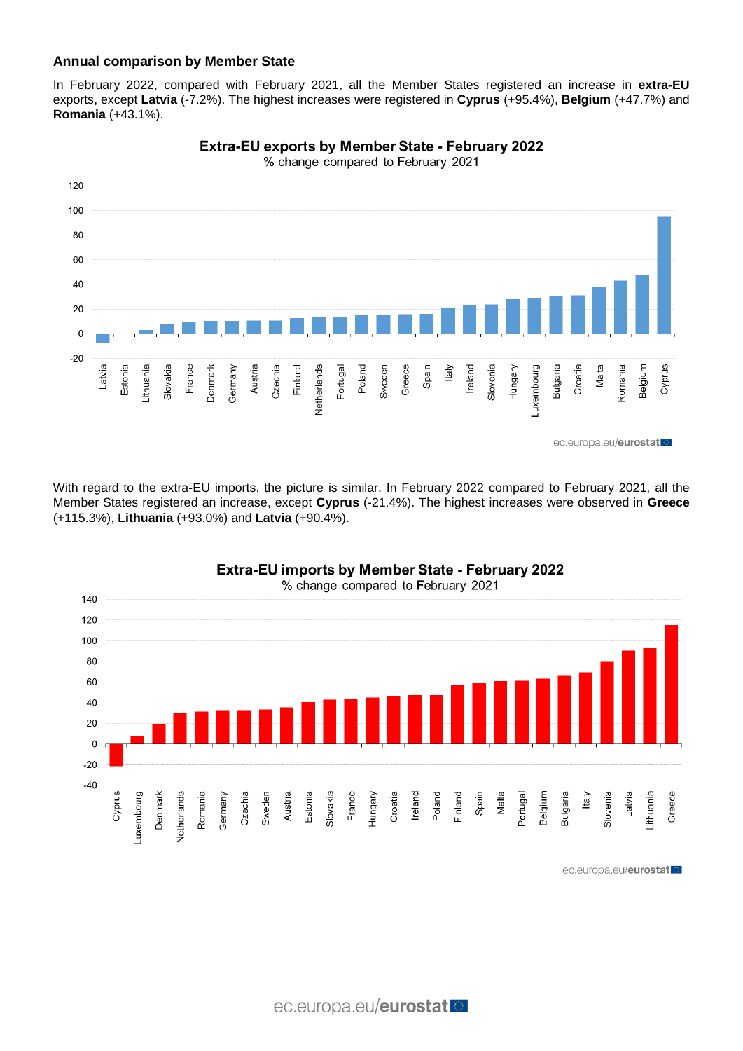### Annual comparison by Member State

In February 2022, compared with February 2021, all the Member States registered an increase in **extra-EU** exports, except **Latvia** (-7.2%). The highest increases were registered in **Cyprus** (+95.4%), **Belgium** (+47.7%) and **Romania** (+43.1%).

**Extra-EU exports by Member State - February 2022**
% change compared to February 2021

With regard to the extra-EU imports, the picture is similar. In February 2022 compared to February 2021, all the Member States registered an increase, except **Cyprus** (-21.4%). The highest increases were observed in **Greece** (+115.3%), **Lithuania** (+93.0%) and **Latvia** (+90.4%).

**Extra-EU imports by Member State - February 2022**
% change compared to February 2021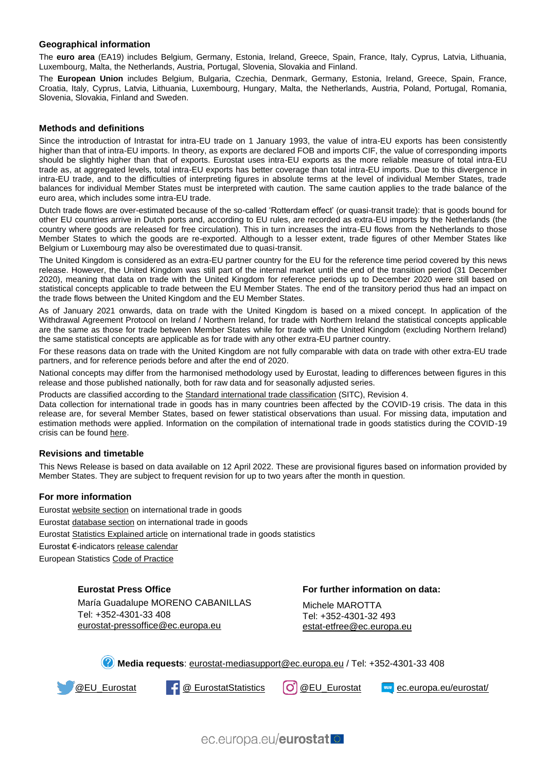## Geographical information

The **euro area** (EA19) includes Belgium, Germany, Estonia, Ireland, Greece, Spain, France, Italy, Cyprus, Latvia, Lithuania, Luxembourg, Malta, the Netherlands, Austria, Portugal, Slovenia, Slovakia and Finland.

The **European Union** includes Belgium, Bulgaria, Czechia, Denmark, Germany, Estonia, Ireland, Greece, Spain, France, Croatia, Italy, Cyprus, Latvia, Lithuania, Luxembourg, Hungary, Malta, the Netherlands, Austria, Poland, Portugal, Romania, Slovenia, Slovakia, Finland and Sweden.

## Methods and definitions

Since the introduction of Intrastat for intra-EU trade on 1 January 1993, the value of intra-EU exports has been consistently higher than that of intra-EU imports. In theory, as exports are declared FOB and imports CIF, the value of corresponding imports should be slightly higher than that of exports. Eurostat uses intra-EU exports as the more reliable measure of total intra-EU trade as, at aggregated levels, total intra-EU exports has better coverage than total intra-EU imports. Due to this divergence in intra-EU trade, and to the difficulties of interpreting figures in absolute terms at the level of individual Member States, trade balances for individual Member States must be interpreted with caution. The same caution applies to the trade balance of the euro area, which includes some intra-EU trade.

Dutch trade flows are over-estimated because of the so-called 'Rotterdam effect' (or quasi-transit trade): that is goods bound for other EU countries arrive in Dutch ports and, according to EU rules, are recorded as extra-EU imports by the Netherlands (the country where goods are released for free circulation). This in turn increases the intra-EU flows from the Netherlands to those Member States to which the goods are re-exported. Although to a lesser extent, trade figures of other Member States like Belgium or Luxembourg may also be overestimated due to quasi-transit.

The United Kingdom is considered as an extra-EU partner country for the EU for the reference time period covered by this news release. However, the United Kingdom was still part of the internal market until the end of the transition period (31 December 2020), meaning that data on trade with the United Kingdom for reference periods up to December 2020 were still based on statistical concepts applicable to trade between the EU Member States. The end of the transitory period thus had an impact on the trade flows between the United Kingdom and the EU Member States.

As of January 2021 onwards, data on trade with the United Kingdom is based on a mixed concept. In application of the Withdrawal Agreement Protocol on Ireland / Northern Ireland, for trade with Northern Ireland the statistical concepts applicable are the same as those for trade between Member States while for trade with the United Kingdom (excluding Northern Ireland) the same statistical concepts are applicable as for trade with any other extra-EU partner country.

For these reasons data on trade with the United Kingdom are not fully comparable with data on trade with other extra-EU trade partners, and for reference periods before and after the end of 2020.

National concepts may differ from the harmonised methodology used by Eurostat, leading to differences between figures in this release and those published nationally, both for raw data and for seasonally adjusted series.

Products are classified according to the Standard international trade classification (SITC), Revision 4.

Data collection for international trade in goods has in many countries been affected by the COVID-19 crisis. The data in this release are, for several Member States, based on fewer statistical observations than usual. For missing data, imputation and estimation methods were applied. Information on the compilation of international trade in goods statistics during the COVID-19 crisis can be found here.

## Revisions and timetable

This News Release is based on data available on 12 April 2022. These are provisional figures based on information provided by Member States. They are subject to frequent revision for up to two years after the month in question.

## For more information

Eurostat website section on international trade in goods

Eurostat database section on international trade in goods

Eurostat Statistics Explained article on international trade in goods statistics

Eurostat €-indicators release calendar

European Statistics Code of Practice

**Eurostat Press Office**

María Guadalupe MORENO CABANILLAS
Tel: +352-4301-33 408
eurostat-pressoffice@ec.europa.eu

**For further information on data:**

Michele MAROTTA
Tel: +352-4301-32 493
estat-etfree@ec.europa.eu

**Media requests**: eurostat-mediasupport@ec.europa.eu / Tel: +352-4301-33 408

@EU_Eurostat | @ EurostatStatistics | @EU_Eurostat | ec.europa.eu/eurostat/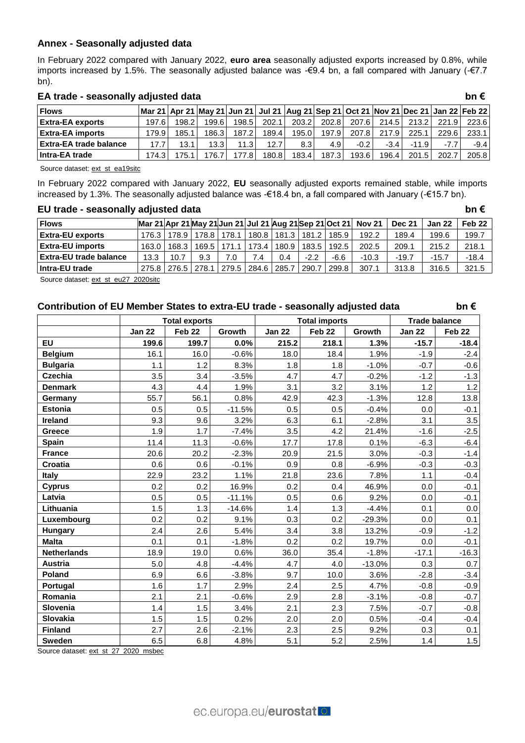## Annex - Seasonally adjusted data

In February 2022 compared with January 2022, **euro area** seasonally adjusted exports increased by 0.8%, while imports increased by 1.5%. The seasonally adjusted balance was -€9.4 bn, a fall compared with January (-€7.7 bn).

### EA trade - seasonally adjusted data

bn €

| Flows | Mar 21 | Apr 21 | May 21 | Jun 21 | Jul 21 | Aug 21 | Sep 21 | Oct 21 | Nov 21 | Dec 21 | Jan 22 | Feb 22 |
|---|---|---|---|---|---|---|---|---|---|---|---|---|
| **Extra-EA exports** | 197.6 | 198.2 | 199.6 | 198.5 | 202.1 | 203.2 | 202.8 | 207.6 | 214.5 | 213.2 | 221.9 | 223.6 |
| **Extra-EA imports** | 179.9 | 185.1 | 186.3 | 187.2 | 189.4 | 195.0 | 197.9 | 207.8 | 217.9 | 225.1 | 229.6 | 233.1 |
| **Extra-EA trade balance** | 17.7 | 13.1 | 13.3 | 11.3 | 12.7 | 8.3 | 4.9 | -0.2 | -3.4 | -11.9 | -7.7 | -9.4 |
| **Intra-EA trade** | 174.3 | 175.1 | 176.7 | 177.8 | 180.8 | 183.4 | 187.3 | 193.6 | 196.4 | 201.5 | 202.7 | 205.8 |

Source dataset: ext_st_ea19sitc

In February 2022 compared with January 2022, **EU** seasonally adjusted exports remained stable, while imports increased by 1.3%. The seasonally adjusted balance was -€18.4 bn, a fall compared with January (-€15.7 bn).

### EU trade - seasonally adjusted data

bn €

| Flows | Mar 21 | Apr 21 | May 21 | Jun 21 | Jul 21 | Aug 21 | Sep 21 | Oct 21 | Nov 21 | Dec 21 | Jan 22 | Feb 22 |
|---|---|---|---|---|---|---|---|---|---|---|---|---|
| **Extra-EU exports** | 176.3 | 178.9 | 178.8 | 178.1 | 180.8 | 181.3 | 181.2 | 185.9 | 192.2 | 189.4 | 199.6 | 199.7 |
| **Extra-EU imports** | 163.0 | 168.3 | 169.5 | 171.1 | 173.4 | 180.9 | 183.5 | 192.5 | 202.5 | 209.1 | 215.2 | 218.1 |
| **Extra-EU trade balance** | 13.3 | 10.7 | 9.3 | 7.0 | 7.4 | 0.4 | -2.2 | -6.6 | -10.3 | -19.7 | -15.7 | -18.4 |
| **Intra-EU trade** | 275.8 | 276.5 | 278.1 | 279.5 | 284.6 | 285.7 | 290.7 | 299.8 | 307.1 | 313.8 | 316.5 | 321.5 |

Source dataset: ext_st_eu27_2020sitc

### Contribution of EU Member States to extra-EU trade - seasonally adjusted data

bn €

| | Total exports | | | Total imports | | | Trade balance | |
|---|---|---|---|---|---|---|---|---|
| | Jan 22 | Feb 22 | Growth | Jan 22 | Feb 22 | Growth | Jan 22 | Feb 22 |
| **EU** | **199.6** | **199.7** | **0.0%** | **215.2** | **218.1** | **1.3%** | **-15.7** | **-18.4** |
| **Belgium** | 16.1 | 16.0 | -0.6% | 18.0 | 18.4 | 1.9% | -1.9 | -2.4 |
| **Bulgaria** | 1.1 | 1.2 | 8.3% | 1.8 | 1.8 | -1.0% | -0.7 | -0.6 |
| **Czechia** | 3.5 | 3.4 | -3.5% | 4.7 | 4.7 | -0.2% | -1.2 | -1.3 |
| **Denmark** | 4.3 | 4.4 | 1.9% | 3.1 | 3.2 | 3.1% | 1.2 | 1.2 |
| **Germany** | 55.7 | 56.1 | 0.8% | 42.9 | 42.3 | -1.3% | 12.8 | 13.8 |
| **Estonia** | 0.5 | 0.5 | -11.5% | 0.5 | 0.5 | -0.4% | 0.0 | -0.1 |
| **Ireland** | 9.3 | 9.6 | 3.2% | 6.3 | 6.1 | -2.8% | 3.1 | 3.5 |
| **Greece** | 1.9 | 1.7 | -7.4% | 3.5 | 4.2 | 21.4% | -1.6 | -2.5 |
| **Spain** | 11.4 | 11.3 | -0.6% | 17.7 | 17.8 | 0.1% | -6.3 | -6.4 |
| **France** | 20.6 | 20.2 | -2.3% | 20.9 | 21.5 | 3.0% | -0.3 | -1.4 |
| **Croatia** | 0.6 | 0.6 | -0.1% | 0.9 | 0.8 | -6.9% | -0.3 | -0.3 |
| **Italy** | 22.9 | 23.2 | 1.1% | 21.8 | 23.6 | 7.8% | 1.1 | -0.4 |
| **Cyprus** | 0.2 | 0.2 | 16.9% | 0.2 | 0.4 | 46.9% | 0.0 | -0.1 |
| **Latvia** | 0.5 | 0.5 | -11.1% | 0.5 | 0.6 | 9.2% | 0.0 | -0.1 |
| **Lithuania** | 1.5 | 1.3 | -14.6% | 1.4 | 1.3 | -4.4% | 0.1 | 0.0 |
| **Luxembourg** | 0.2 | 0.2 | 9.1% | 0.3 | 0.2 | -29.3% | 0.0 | 0.1 |
| **Hungary** | 2.4 | 2.6 | 5.4% | 3.4 | 3.8 | 13.2% | -0.9 | -1.2 |
| **Malta** | 0.1 | 0.1 | -1.8% | 0.2 | 0.2 | 19.7% | 0.0 | -0.1 |
| **Netherlands** | 18.9 | 19.0 | 0.6% | 36.0 | 35.4 | -1.8% | -17.1 | -16.3 |
| **Austria** | 5.0 | 4.8 | -4.4% | 4.7 | 4.0 | -13.0% | 0.3 | 0.7 |
| **Poland** | 6.9 | 6.6 | -3.8% | 9.7 | 10.0 | 3.6% | -2.8 | -3.4 |
| **Portugal** | 1.6 | 1.7 | 2.9% | 2.4 | 2.5 | 4.7% | -0.8 | -0.9 |
| **Romania** | 2.1 | 2.1 | -0.6% | 2.9 | 2.8 | -3.1% | -0.8 | -0.7 |
| **Slovenia** | 1.4 | 1.5 | 3.4% | 2.1 | 2.3 | 7.5% | -0.7 | -0.8 |
| **Slovakia** | 1.5 | 1.5 | 0.2% | 2.0 | 2.0 | 0.5% | -0.4 | -0.4 |
| **Finland** | 2.7 | 2.6 | -2.1% | 2.3 | 2.5 | 9.2% | 0.3 | 0.1 |
| **Sweden** | 6.5 | 6.8 | 4.8% | 5.1 | 5.2 | 2.5% | 1.4 | 1.5 |

Source dataset: ext_st_27_2020_msbec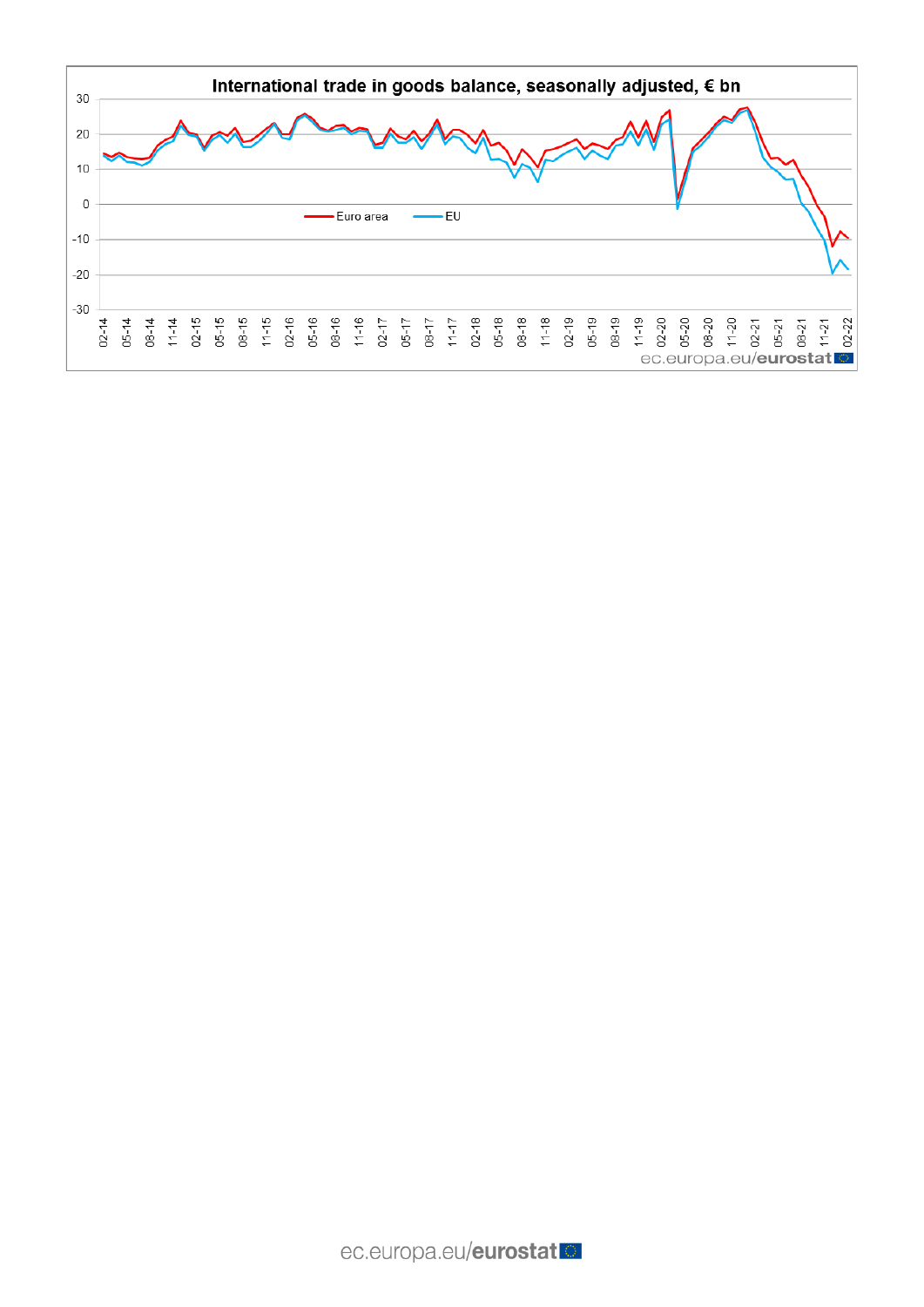International trade in goods balance, seasonally adjusted, € bn

30
20
10
0
-10
-20
-30

Euro area
EU

02-14
05-14
08-14
11-14
02-15
05-15
08-15
11-15
02-16
05-16
08-16
11-16
02-17
05-17
08-17
11-17
02-18
05-18
08-18
11-18
02-19
05-19
08-19
11-19
02-20
05-20
08-20
11-20
02-21
05-21
08-21
11-21
02-22

ec.europa.eu/eurostat